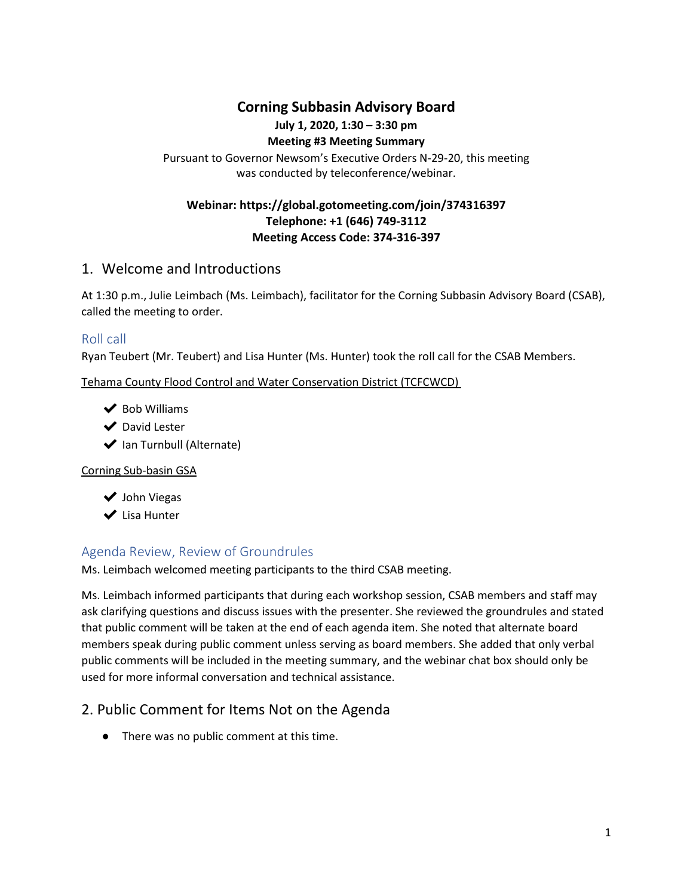# Corning Subbasin Advisory Board

**July 1, 2020, 1:30 – 3:30 pm**

**Meeting #3 Meeting Summary**

Pursuant to Governor Newsom's Executive Orders N-29-20, this meeting was conducted by teleconference/webinar.

**Webinar: https://global.gotomeeting.com/join/374316397**
**Telephone: +1 (646) 749-3112**
**Meeting Access Code: 374-316-397**

## 1. Welcome and Introductions

At 1:30 p.m., Julie Leimbach (Ms. Leimbach), facilitator for the Corning Subbasin Advisory Board (CSAB), called the meeting to order.

### Roll call

Ryan Teubert (Mr. Teubert) and Lisa Hunter (Ms. Hunter) took the roll call for the CSAB Members.

Tehama County Flood Control and Water Conservation District (TCFCWCD)

- ✔ Bob Williams
- ✔ David Lester
- ✔ Ian Turnbull (Alternate)

Corning Sub-basin GSA

- ✔ John Viegas
- ✔ Lisa Hunter

### Agenda Review, Review of Groundrules

Ms. Leimbach welcomed meeting participants to the third CSAB meeting.

Ms. Leimbach informed participants that during each workshop session, CSAB members and staff may ask clarifying questions and discuss issues with the presenter. She reviewed the groundrules and stated that public comment will be taken at the end of each agenda item. She noted that alternate board members speak during public comment unless serving as board members. She added that only verbal public comments will be included in the meeting summary, and the webinar chat box should only be used for more informal conversation and technical assistance.

## 2. Public Comment for Items Not on the Agenda

- There was no public comment at this time.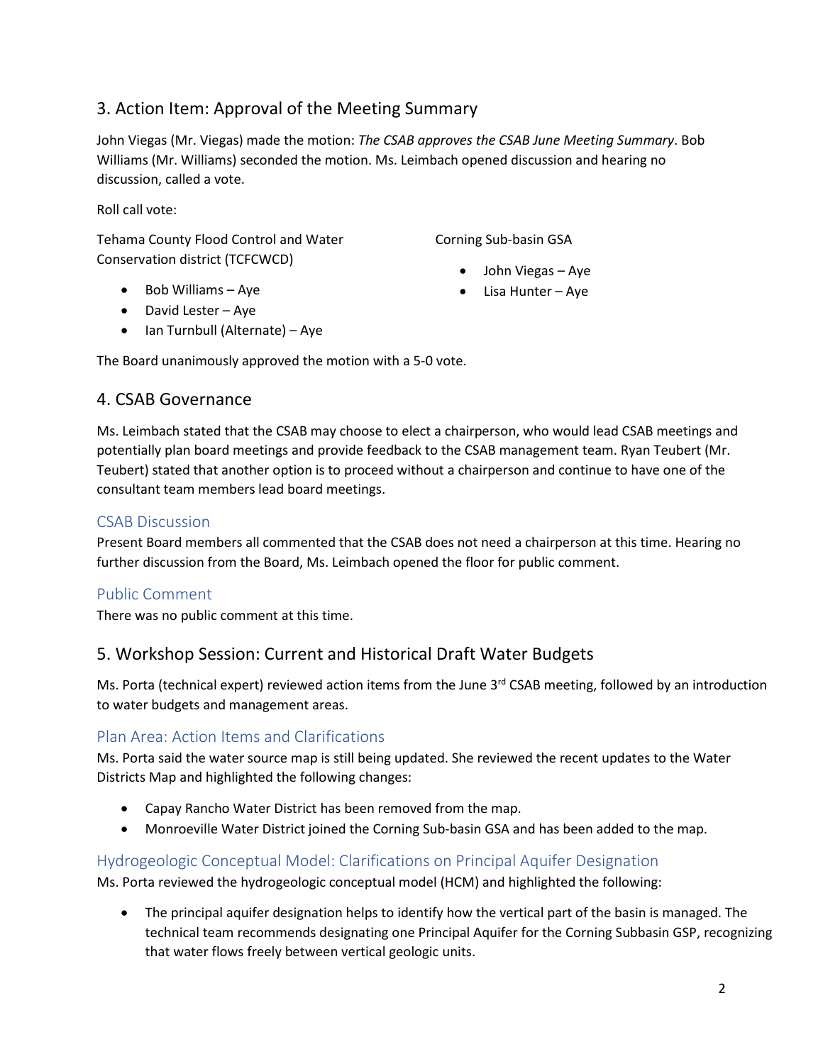## 3. Action Item: Approval of the Meeting Summary

John Viegas (Mr. Viegas) made the motion: *The CSAB approves the CSAB June Meeting Summary*. Bob Williams (Mr. Williams) seconded the motion. Ms. Leimbach opened discussion and hearing no discussion, called a vote.

Roll call vote:

Tehama County Flood Control and Water Conservation district (TCFCWCD)

- Bob Williams – Aye
- David Lester – Aye
- Ian Turnbull (Alternate) – Aye

Corning Sub-basin GSA

- John Viegas – Aye
- Lisa Hunter – Aye

The Board unanimously approved the motion with a 5-0 vote.

## 4. CSAB Governance

Ms. Leimbach stated that the CSAB may choose to elect a chairperson, who would lead CSAB meetings and potentially plan board meetings and provide feedback to the CSAB management team. Ryan Teubert (Mr. Teubert) stated that another option is to proceed without a chairperson and continue to have one of the consultant team members lead board meetings.

### CSAB Discussion

Present Board members all commented that the CSAB does not need a chairperson at this time. Hearing no further discussion from the Board, Ms. Leimbach opened the floor for public comment.

### Public Comment

There was no public comment at this time.

## 5. Workshop Session: Current and Historical Draft Water Budgets

Ms. Porta (technical expert) reviewed action items from the June 3rd CSAB meeting, followed by an introduction to water budgets and management areas.

### Plan Area: Action Items and Clarifications

Ms. Porta said the water source map is still being updated. She reviewed the recent updates to the Water Districts Map and highlighted the following changes:

- Capay Rancho Water District has been removed from the map.
- Monroeville Water District joined the Corning Sub-basin GSA and has been added to the map.

### Hydrogeologic Conceptual Model: Clarifications on Principal Aquifer Designation

Ms. Porta reviewed the hydrogeologic conceptual model (HCM) and highlighted the following:

- The principal aquifer designation helps to identify how the vertical part of the basin is managed. The technical team recommends designating one Principal Aquifer for the Corning Subbasin GSP, recognizing that water flows freely between vertical geologic units.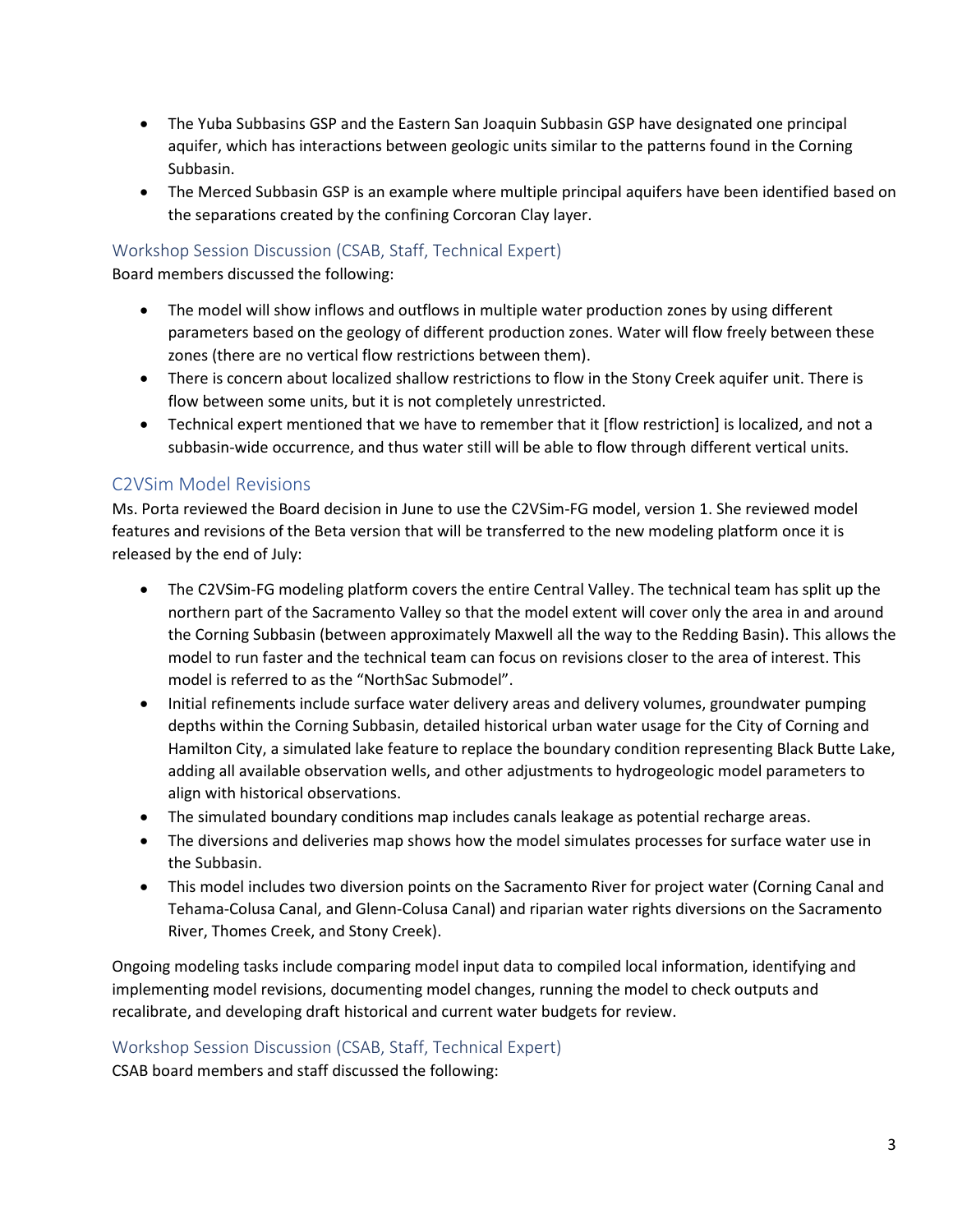- The Yuba Subbasins GSP and the Eastern San Joaquin Subbasin GSP have designated one principal aquifer, which has interactions between geologic units similar to the patterns found in the Corning Subbasin.
- The Merced Subbasin GSP is an example where multiple principal aquifers have been identified based on the separations created by the confining Corcoran Clay layer.

### Workshop Session Discussion (CSAB, Staff, Technical Expert)

Board members discussed the following:

- The model will show inflows and outflows in multiple water production zones by using different parameters based on the geology of different production zones. Water will flow freely between these zones (there are no vertical flow restrictions between them).
- There is concern about localized shallow restrictions to flow in the Stony Creek aquifer unit. There is flow between some units, but it is not completely unrestricted.
- Technical expert mentioned that we have to remember that it [flow restriction] is localized, and not a subbasin-wide occurrence, and thus water still will be able to flow through different vertical units.

## C2VSim Model Revisions

Ms. Porta reviewed the Board decision in June to use the C2VSim-FG model, version 1. She reviewed model features and revisions of the Beta version that will be transferred to the new modeling platform once it is released by the end of July:

- The C2VSim-FG modeling platform covers the entire Central Valley. The technical team has split up the northern part of the Sacramento Valley so that the model extent will cover only the area in and around the Corning Subbasin (between approximately Maxwell all the way to the Redding Basin). This allows the model to run faster and the technical team can focus on revisions closer to the area of interest. This model is referred to as the "NorthSac Submodel".
- Initial refinements include surface water delivery areas and delivery volumes, groundwater pumping depths within the Corning Subbasin, detailed historical urban water usage for the City of Corning and Hamilton City, a simulated lake feature to replace the boundary condition representing Black Butte Lake, adding all available observation wells, and other adjustments to hydrogeologic model parameters to align with historical observations.
- The simulated boundary conditions map includes canals leakage as potential recharge areas.
- The diversions and deliveries map shows how the model simulates processes for surface water use in the Subbasin.
- This model includes two diversion points on the Sacramento River for project water (Corning Canal and Tehama-Colusa Canal, and Glenn-Colusa Canal) and riparian water rights diversions on the Sacramento River, Thomes Creek, and Stony Creek).

Ongoing modeling tasks include comparing model input data to compiled local information, identifying and implementing model revisions, documenting model changes, running the model to check outputs and recalibrate, and developing draft historical and current water budgets for review.

### Workshop Session Discussion (CSAB, Staff, Technical Expert)

CSAB board members and staff discussed the following: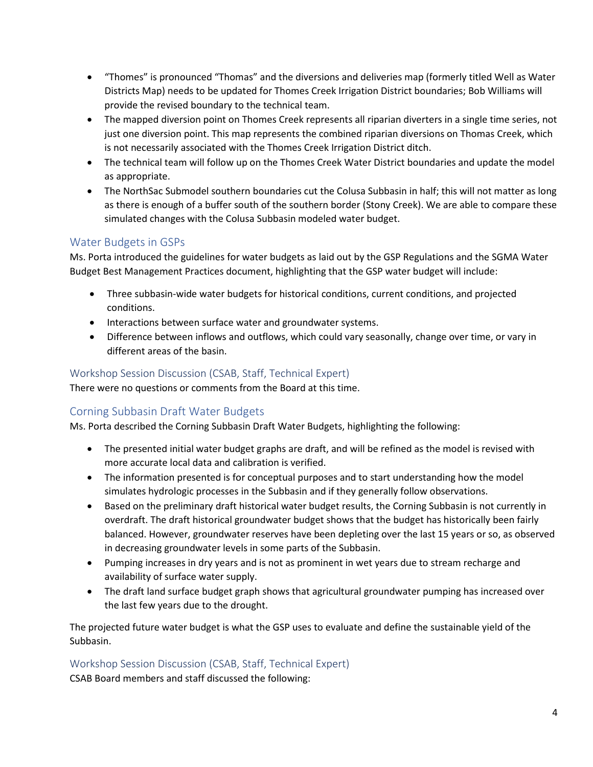- "Thomes" is pronounced "Thomas" and the diversions and deliveries map (formerly titled Well as Water Districts Map) needs to be updated for Thomes Creek Irrigation District boundaries; Bob Williams will provide the revised boundary to the technical team.
- The mapped diversion point on Thomes Creek represents all riparian diverters in a single time series, not just one diversion point. This map represents the combined riparian diversions on Thomas Creek, which is not necessarily associated with the Thomes Creek Irrigation District ditch.
- The technical team will follow up on the Thomes Creek Water District boundaries and update the model as appropriate.
- The NorthSac Submodel southern boundaries cut the Colusa Subbasin in half; this will not matter as long as there is enough of a buffer south of the southern border (Stony Creek). We are able to compare these simulated changes with the Colusa Subbasin modeled water budget.

## Water Budgets in GSPs

Ms. Porta introduced the guidelines for water budgets as laid out by the GSP Regulations and the SGMA Water Budget Best Management Practices document, highlighting that the GSP water budget will include:

- Three subbasin-wide water budgets for historical conditions, current conditions, and projected conditions.
- Interactions between surface water and groundwater systems.
- Difference between inflows and outflows, which could vary seasonally, change over time, or vary in different areas of the basin.

### Workshop Session Discussion (CSAB, Staff, Technical Expert)

There were no questions or comments from the Board at this time.

## Corning Subbasin Draft Water Budgets

Ms. Porta described the Corning Subbasin Draft Water Budgets, highlighting the following:

- The presented initial water budget graphs are draft, and will be refined as the model is revised with more accurate local data and calibration is verified.
- The information presented is for conceptual purposes and to start understanding how the model simulates hydrologic processes in the Subbasin and if they generally follow observations.
- Based on the preliminary draft historical water budget results, the Corning Subbasin is not currently in overdraft. The draft historical groundwater budget shows that the budget has historically been fairly balanced. However, groundwater reserves have been depleting over the last 15 years or so, as observed in decreasing groundwater levels in some parts of the Subbasin.
- Pumping increases in dry years and is not as prominent in wet years due to stream recharge and availability of surface water supply.
- The draft land surface budget graph shows that agricultural groundwater pumping has increased over the last few years due to the drought.

The projected future water budget is what the GSP uses to evaluate and define the sustainable yield of the Subbasin.

### Workshop Session Discussion (CSAB, Staff, Technical Expert)

CSAB Board members and staff discussed the following: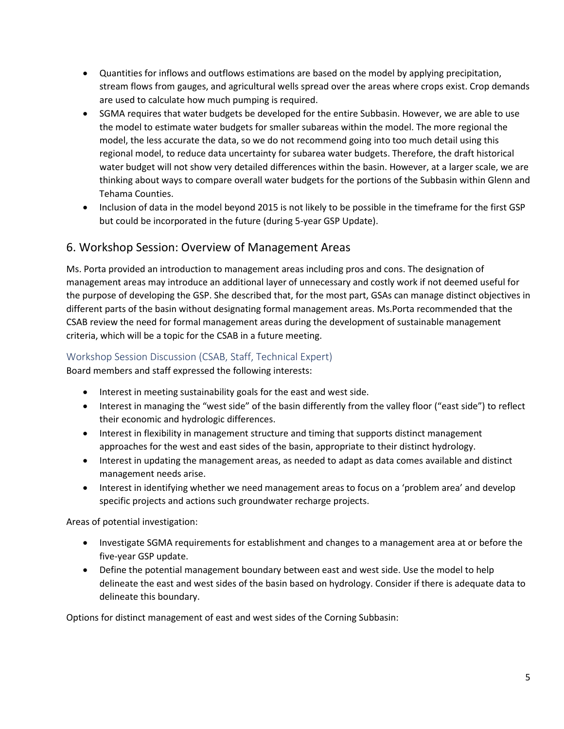- Quantities for inflows and outflows estimations are based on the model by applying precipitation, stream flows from gauges, and agricultural wells spread over the areas where crops exist. Crop demands are used to calculate how much pumping is required.
- SGMA requires that water budgets be developed for the entire Subbasin. However, we are able to use the model to estimate water budgets for smaller subareas within the model. The more regional the model, the less accurate the data, so we do not recommend going into too much detail using this regional model, to reduce data uncertainty for subarea water budgets. Therefore, the draft historical water budget will not show very detailed differences within the basin. However, at a larger scale, we are thinking about ways to compare overall water budgets for the portions of the Subbasin within Glenn and Tehama Counties.
- Inclusion of data in the model beyond 2015 is not likely to be possible in the timeframe for the first GSP but could be incorporated in the future (during 5-year GSP Update).

## 6. Workshop Session: Overview of Management Areas

Ms. Porta provided an introduction to management areas including pros and cons. The designation of management areas may introduce an additional layer of unnecessary and costly work if not deemed useful for the purpose of developing the GSP. She described that, for the most part, GSAs can manage distinct objectives in different parts of the basin without designating formal management areas. Ms.Porta recommended that the CSAB review the need for formal management areas during the development of sustainable management criteria, which will be a topic for the CSAB in a future meeting.

### Workshop Session Discussion (CSAB, Staff, Technical Expert)

Board members and staff expressed the following interests:

- Interest in meeting sustainability goals for the east and west side.
- Interest in managing the “west side” of the basin differently from the valley floor (“east side”) to reflect their economic and hydrologic differences.
- Interest in flexibility in management structure and timing that supports distinct management approaches for the west and east sides of the basin, appropriate to their distinct hydrology.
- Interest in updating the management areas, as needed to adapt as data comes available and distinct management needs arise.
- Interest in identifying whether we need management areas to focus on a ‘problem area’ and develop specific projects and actions such groundwater recharge projects.

Areas of potential investigation:

- Investigate SGMA requirements for establishment and changes to a management area at or before the five-year GSP update.
- Define the potential management boundary between east and west side. Use the model to help delineate the east and west sides of the basin based on hydrology. Consider if there is adequate data to delineate this boundary.

Options for distinct management of east and west sides of the Corning Subbasin: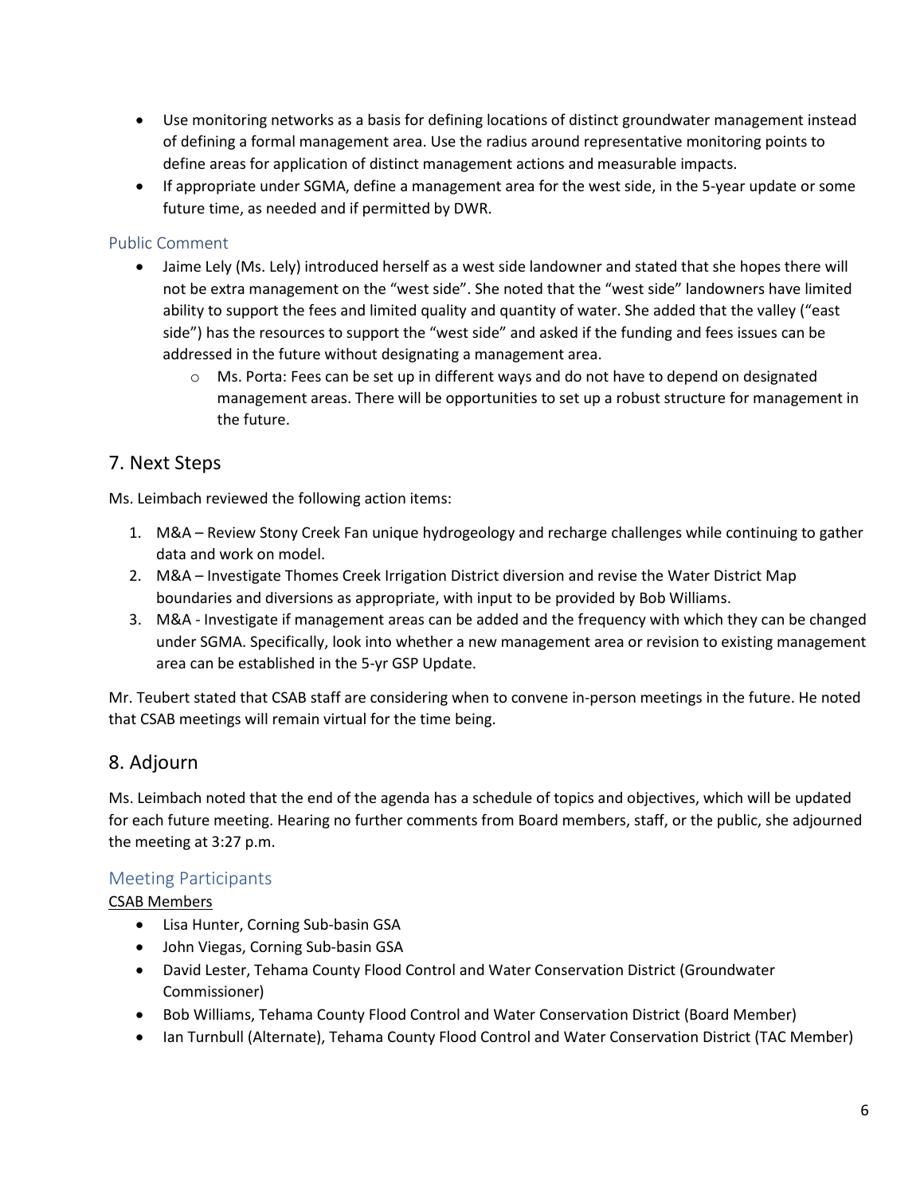- Use monitoring networks as a basis for defining locations of distinct groundwater management instead of defining a formal management area. Use the radius around representative monitoring points to define areas for application of distinct management actions and measurable impacts.
- If appropriate under SGMA, define a management area for the west side, in the 5-year update or some future time, as needed and if permitted by DWR.

### Public Comment

- Jaime Lely (Ms. Lely) introduced herself as a west side landowner and stated that she hopes there will not be extra management on the “west side”. She noted that the “west side” landowners have limited ability to support the fees and limited quality and quantity of water. She added that the valley (“east side”) has the resources to support the “west side” and asked if the funding and fees issues can be addressed in the future without designating a management area.
    - Ms. Porta: Fees can be set up in different ways and do not have to depend on designated management areas. There will be opportunities to set up a robust structure for management in the future.

## 7. Next Steps

Ms. Leimbach reviewed the following action items:

1. M&A – Review Stony Creek Fan unique hydrogeology and recharge challenges while continuing to gather data and work on model.
2. M&A – Investigate Thomes Creek Irrigation District diversion and revise the Water District Map boundaries and diversions as appropriate, with input to be provided by Bob Williams.
3. M&A - Investigate if management areas can be added and the frequency with which they can be changed under SGMA. Specifically, look into whether a new management area or revision to existing management area can be established in the 5-yr GSP Update.

Mr. Teubert stated that CSAB staff are considering when to convene in-person meetings in the future. He noted that CSAB meetings will remain virtual for the time being.

## 8. Adjourn

Ms. Leimbach noted that the end of the agenda has a schedule of topics and objectives, which will be updated for each future meeting. Hearing no further comments from Board members, staff, or the public, she adjourned the meeting at 3:27 p.m.

### Meeting Participants

CSAB Members

- Lisa Hunter, Corning Sub-basin GSA
- John Viegas, Corning Sub-basin GSA
- David Lester, Tehama County Flood Control and Water Conservation District (Groundwater Commissioner)
- Bob Williams, Tehama County Flood Control and Water Conservation District (Board Member)
- Ian Turnbull (Alternate), Tehama County Flood Control and Water Conservation District (TAC Member)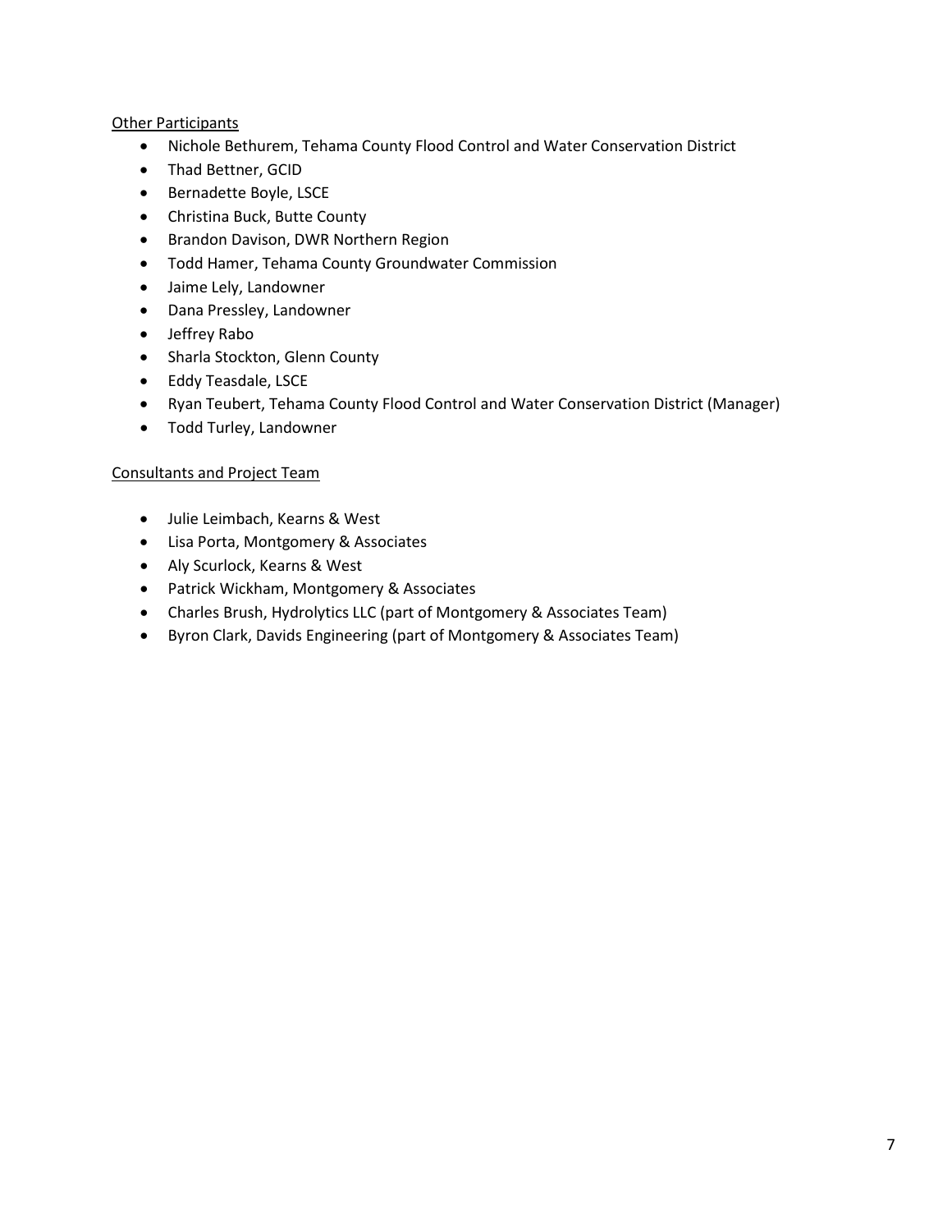Other Participants

- Nichole Bethurem, Tehama County Flood Control and Water Conservation District
- Thad Bettner, GCID
- Bernadette Boyle, LSCE
- Christina Buck, Butte County
- Brandon Davison, DWR Northern Region
- Todd Hamer, Tehama County Groundwater Commission
- Jaime Lely, Landowner
- Dana Pressley, Landowner
- Jeffrey Rabo
- Sharla Stockton, Glenn County
- Eddy Teasdale, LSCE
- Ryan Teubert, Tehama County Flood Control and Water Conservation District (Manager)
- Todd Turley, Landowner

Consultants and Project Team

- Julie Leimbach, Kearns & West
- Lisa Porta, Montgomery & Associates
- Aly Scurlock, Kearns & West
- Patrick Wickham, Montgomery & Associates
- Charles Brush, Hydrolytics LLC (part of Montgomery & Associates Team)
- Byron Clark, Davids Engineering (part of Montgomery & Associates Team)